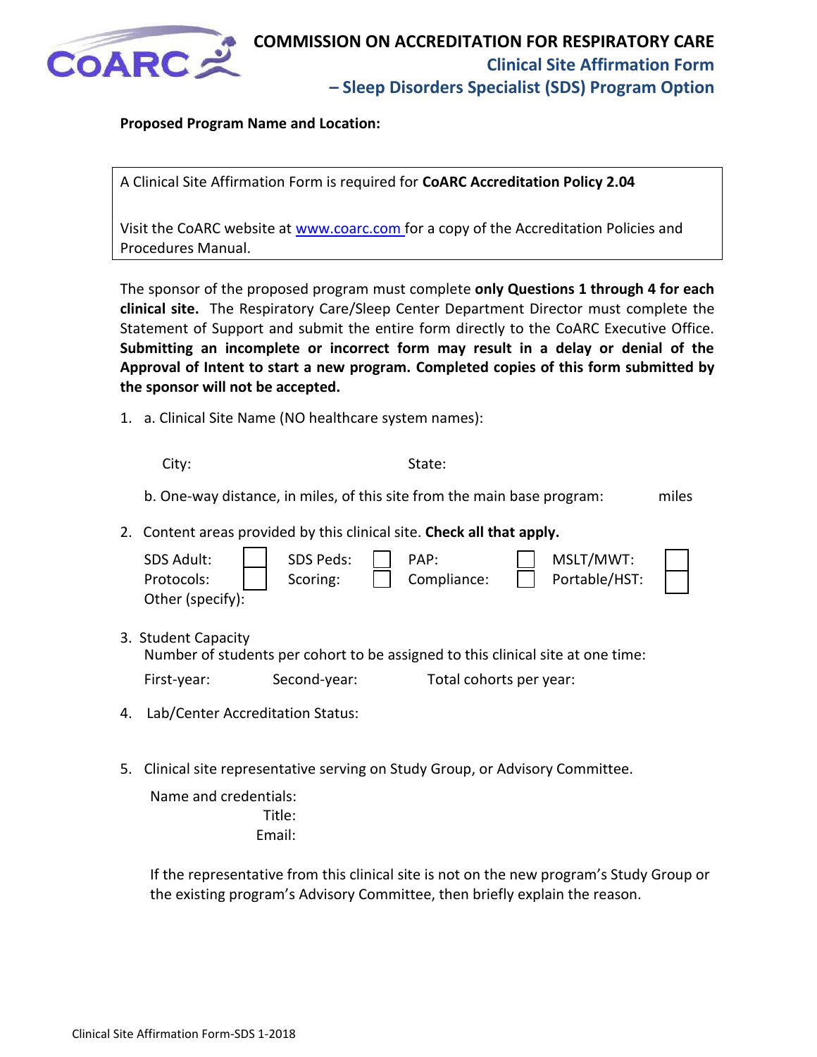# COMMISSION ON ACCREDITATION FOR RESPIRATORY CARE

## Clinical Site Affirmation Form – Sleep Disorders Specialist (SDS) Program Option

**Proposed Program Name and Location:**

A Clinical Site Affirmation Form is required for **CoARC Accreditation Policy 2.04**

Visit the CoARC website at www.coarc.com for a copy of the Accreditation Policies and Procedures Manual.

The sponsor of the proposed program must complete **only Questions 1 through 4 for each clinical site.** The Respiratory Care/Sleep Center Department Director must complete the Statement of Support and submit the entire form directly to the CoARC Executive Office. **Submitting an incomplete or incorrect form may result in a delay or denial of the Approval of Intent to start a new program. Completed copies of this form submitted by the sponsor will not be accepted.**

1. a. Clinical Site Name (NO healthcare system names):

   City: State:

   b. One-way distance, in miles, of this site from the main base program: miles

2. Content areas provided by this clinical site. **Check all that apply.**

   | | | | | | | | |
   |---|---|---|---|---|---|---|---|
   | SDS Adult: | ☐ | SDS Peds: | ☐ | PAP: | ☐ | MSLT/MWT: | ☐ |
   | Protocols: | ☐ | Scoring: | ☐ | Compliance: | ☐ | Portable/HST: | ☐ |

   Other (specify):

3. Student Capacity

   Number of students per cohort to be assigned to this clinical site at one time:

   First-year: Second-year: Total cohorts per year:

4. Lab/Center Accreditation Status:

5. Clinical site representative serving on Study Group, or Advisory Committee.

   Name and credentials:

   Title:

   Email:

   If the representative from this clinical site is not on the new program's Study Group or the existing program's Advisory Committee, then briefly explain the reason.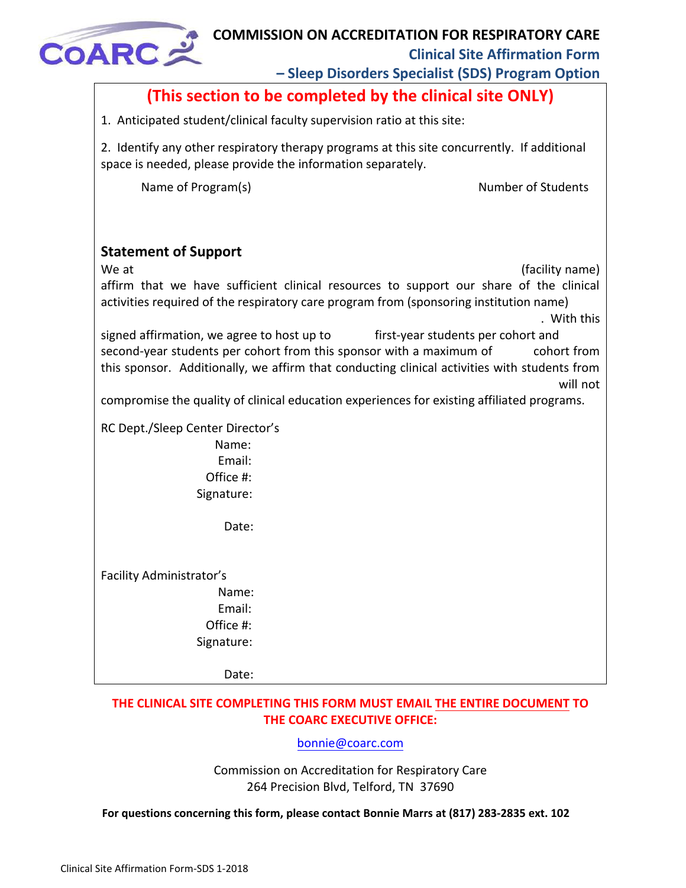**COMMISSION ON ACCREDITATION FOR RESPIRATORY CARE**

**Clinical Site Affirmation Form – Sleep Disorders Specialist (SDS) Program Option**

## (This section to be completed by the clinical site ONLY)

1. Anticipated student/clinical faculty supervision ratio at this site:

2. Identify any other respiratory therapy programs at this site concurrently. If additional space is needed, please provide the information separately.

| Name of Program(s) | Number of Students |
|---|---|
| | |

### Statement of Support

We at (facility name) affirm that we have sufficient clinical resources to support our share of the clinical activities required of the respiratory care program from (sponsoring institution name) . With this signed affirmation, we agree to host up to first-year students per cohort and second-year students per cohort from this sponsor with a maximum of cohort from this sponsor. Additionally, we affirm that conducting clinical activities with students from will not compromise the quality of clinical education experiences for existing affiliated programs.

RC Dept./Sleep Center Director's

Name:

Email:

Office #:

Signature:

Date:

Facility Administrator's

Name:

Email:

Office #:

Signature:

Date:

**THE CLINICAL SITE COMPLETING THIS FORM MUST EMAIL THE ENTIRE DOCUMENT TO THE COARC EXECUTIVE OFFICE:**

bonnie@coarc.com

Commission on Accreditation for Respiratory Care
264 Precision Blvd, Telford, TN 37690

**For questions concerning this form, please contact Bonnie Marrs at (817) 283-2835 ext. 102**

Clinical Site Affirmation Form-SDS 1-2018